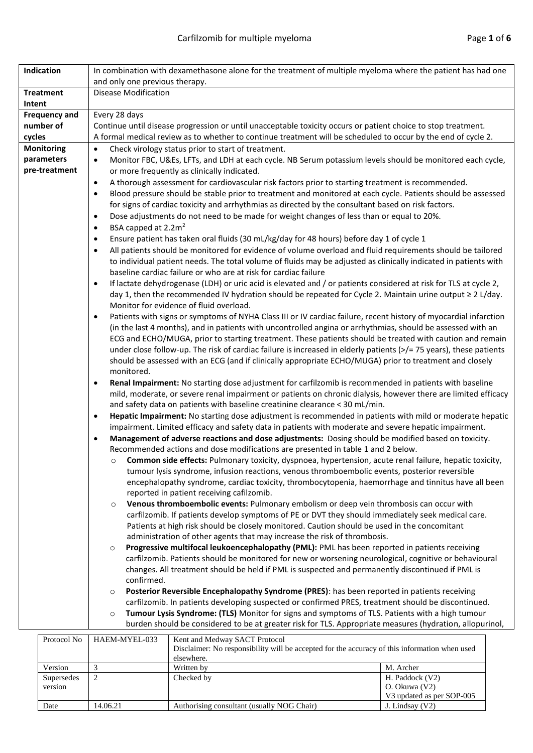# Carfilzomib for multiple myeloma

| | |
|---|---|
| **Indication** | In combination with dexamethasone alone for the treatment of multiple myeloma where the patient has had one and only one previous therapy. |
| **Treatment Intent** | Disease Modification |
| **Frequency and number of cycles** | Every 28 days<br>Continue until disease progression or until unacceptable toxicity occurs or patient choice to stop treatment.<br>A formal medical review as to whether to continue treatment will be scheduled to occur by the end of cycle 2. |
| **Monitoring parameters pre-treatment** | • Check virology status prior to start of treatment.<br>• Monitor FBC, U&Es, LFTs, and LDH at each cycle. NB Serum potassium levels should be monitored each cycle, or more frequently as clinically indicated.<br>• A thorough assessment for cardiovascular risk factors prior to starting treatment is recommended.<br>• Blood pressure should be stable prior to treatment and monitored at each cycle. Patients should be assessed for signs of cardiac toxicity and arrhythmias as directed by the consultant based on risk factors.<br>• Dose adjustments do not need to be made for weight changes of less than or equal to 20%.<br>• BSA capped at 2.2m$^2$<br>• Ensure patient has taken oral fluids (30 mL/kg/day for 48 hours) before day 1 of cycle 1<br>• All patients should be monitored for evidence of volume overload and fluid requirements should be tailored to individual patient needs. The total volume of fluids may be adjusted as clinically indicated in patients with baseline cardiac failure or who are at risk for cardiac failure<br>• If lactate dehydrogenase (LDH) or uric acid is elevated and / or patients considered at risk for TLS at cycle 2, day 1, then the recommended IV hydration should be repeated for Cycle 2. Maintain urine output ≥ 2 L/day. Monitor for evidence of fluid overload.<br>• Patients with signs or symptoms of NYHA Class III or IV cardiac failure, recent history of myocardial infarction (in the last 4 months), and in patients with uncontrolled angina or arrhythmias, should be assessed with an ECG and ECHO/MUGA, prior to starting treatment. These patients should be treated with caution and remain under close follow-up. The risk of cardiac failure is increased in elderly patients (>/= 75 years), these patients should be assessed with an ECG (and if clinically appropriate ECHO/MUGA) prior to treatment and closely monitored.<br>• **Renal Impairment:** No starting dose adjustment for carfilzomib is recommended in patients with baseline mild, moderate, or severe renal impairment or patients on chronic dialysis, however there are limited efficacy and safety data on patients with baseline creatinine clearance < 30 mL/min.<br>• **Hepatic Impairment:** No starting dose adjustment is recommended in patients with mild or moderate hepatic impairment. Limited efficacy and safety data in patients with moderate and severe hepatic impairment.<br>• **Management of adverse reactions and dose adjustments:** Dosing should be modified based on toxicity. Recommended actions and dose modifications are presented in table 1 and 2 below.<br>  o **Common side effects:** Pulmonary toxicity, dyspnoea, hypertension, acute renal failure, hepatic toxicity, tumour lysis syndrome, infusion reactions, venous thromboembolic events, posterior reversible encephalopathy syndrome, cardiac toxicity, thrombocytopenia, haemorrhage and tinnitus have all been reported in patient receiving cafilzomib.<br>  o **Venous thromboembolic events:** Pulmonary embolism or deep vein thrombosis can occur with carfilzomib. If patients develop symptoms of PE or DVT they should immediately seek medical care. Patients at high risk should be closely monitored. Caution should be used in the concomitant administration of other agents that may increase the risk of thrombosis.<br>  o **Progressive multifocal leukoencephalopathy (PML):** PML has been reported in patients receiving carfilzomib. Patients should be monitored for new or worsening neurological, cognitive or behavioural changes. All treatment should be held if PML is suspected and permanently discontinued if PML is confirmed.<br>  o **Posterior Reversible Encephalopathy Syndrome (PRES)**: has been reported in patients receiving carfilzomib. In patients developing suspected or confirmed PRES, treatment should be discontinued.<br>  o **Tumour Lysis Syndrome: (TLS)** Monitor for signs and symptoms of TLS. Patients with a high tumour burden should be considered to be at greater risk for TLS. Appropriate measures (hydration, allopurinol, |

| Protocol No | HAEM-MYEL-033 | Kent and Medway SACT Protocol<br>Disclaimer: No responsibility will be accepted for the accuracy of this information when used elsewhere. | |
|---|---|---|---|
| Version | 3 | Written by | M. Archer |
| Supersedes version | 2 | Checked by | H. Paddock (V2)<br>O. Okuwa (V2)<br>V3 updated as per SOP-005 |
| Date | 14.06.21 | Authorising consultant (usually NOG Chair) | J. Lindsay (V2) |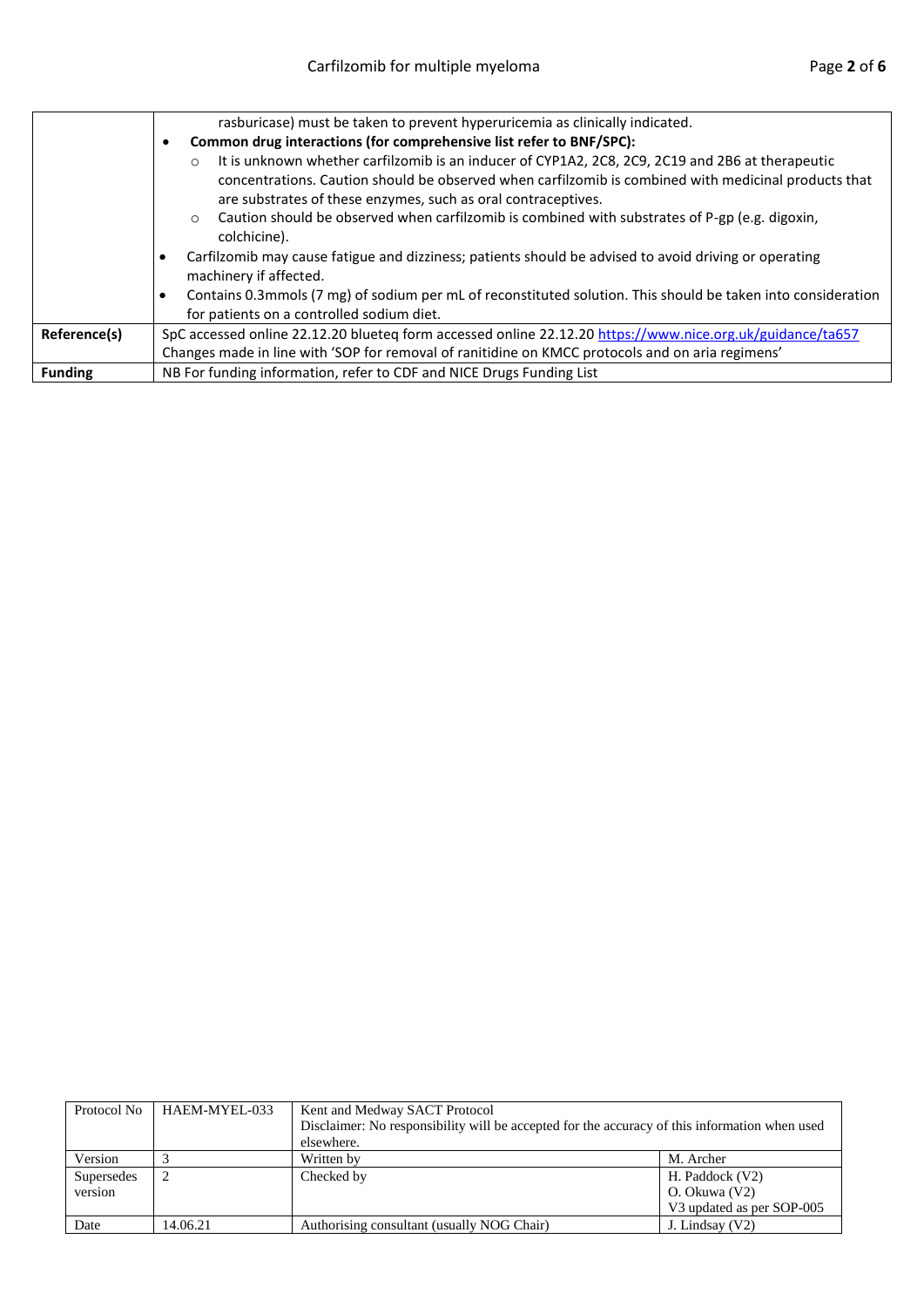| | |
|---|---|
| | rasburicase) must be taken to prevent hyperuricemia as clinically indicated.<br>• **Common drug interactions (for comprehensive list refer to BNF/SPC):**<br>  ○ It is unknown whether carfilzomib is an inducer of CYP1A2, 2C8, 2C9, 2C19 and 2B6 at therapeutic concentrations. Caution should be observed when carfilzomib is combined with medicinal products that are substrates of these enzymes, such as oral contraceptives.<br>  ○ Caution should be observed when carfilzomib is combined with substrates of P-gp (e.g. digoxin, colchicine).<br>• Carfilzomib may cause fatigue and dizziness; patients should be advised to avoid driving or operating machinery if affected.<br>• Contains 0.3mmols (7 mg) of sodium per mL of reconstituted solution. This should be taken into consideration for patients on a controlled sodium diet. |
| **Reference(s)** | SpC accessed online 22.12.20 blueteq form accessed online 22.12.20 https://www.nice.org.uk/guidance/ta657<br>Changes made in line with 'SOP for removal of ranitidine on KMCC protocols and on aria regimens' |
| **Funding** | NB For funding information, refer to CDF and NICE Drugs Funding List |

| Protocol No | HAEM-MYEL-033 | Kent and Medway SACT Protocol<br>Disclaimer: No responsibility will be accepted for the accuracy of this information when used elsewhere. | |
|---|---|---|---|
| Version | 3 | Written by | M. Archer |
| Supersedes version | 2 | Checked by | H. Paddock (V2)<br>O. Okuwa (V2)<br>V3 updated as per SOP-005 |
| Date | 14.06.21 | Authorising consultant (usually NOG Chair) | J. Lindsay (V2) |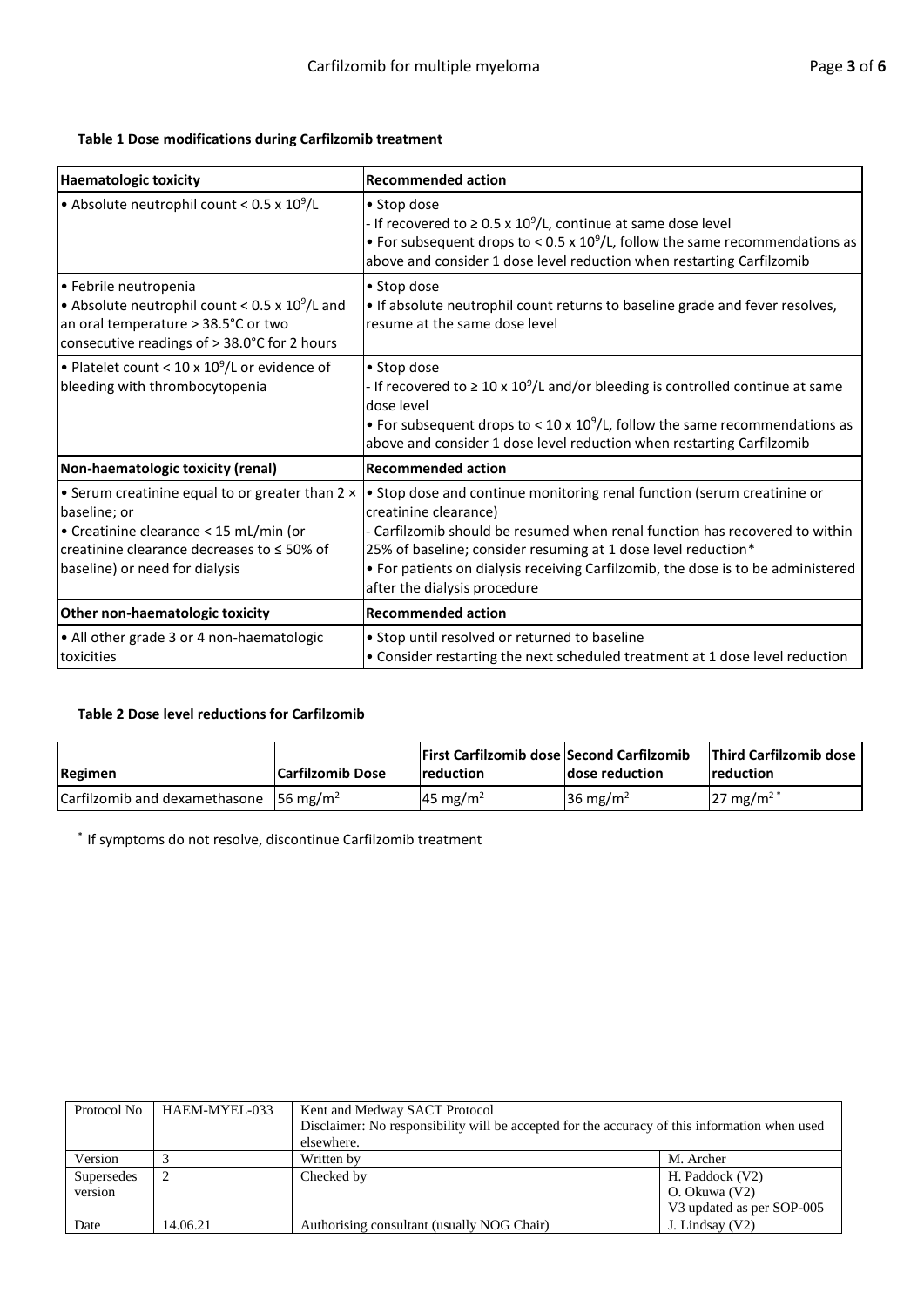**Table 1 Dose modifications during Carfilzomib treatment**

| Haematologic toxicity | Recommended action |
|---|---|
| • Absolute neutrophil count < 0.5 x $10^9$/L | • Stop dose<br>- If recovered to ≥ 0.5 x $10^9$/L, continue at same dose level<br>• For subsequent drops to < 0.5 x $10^9$/L, follow the same recommendations as above and consider 1 dose level reduction when restarting Carfilzomib |
| • Febrile neutropenia<br>• Absolute neutrophil count < 0.5 x $10^9$/L and an oral temperature > 38.5°C or two consecutive readings of > 38.0°C for 2 hours | • Stop dose<br>• If absolute neutrophil count returns to baseline grade and fever resolves, resume at the same dose level |
| • Platelet count < 10 x $10^9$/L or evidence of bleeding with thrombocytopenia | • Stop dose<br>- If recovered to ≥ 10 x $10^9$/L and/or bleeding is controlled continue at same dose level<br>• For subsequent drops to < 10 x $10^9$/L, follow the same recommendations as above and consider 1 dose level reduction when restarting Carfilzomib |
| **Non-haematologic toxicity (renal)** | **Recommended action** |
| • Serum creatinine equal to or greater than 2 × baseline; or<br>• Creatinine clearance < 15 mL/min (or creatinine clearance decreases to ≤ 50% of baseline) or need for dialysis | • Stop dose and continue monitoring renal function (serum creatinine or creatinine clearance)<br>- Carfilzomib should be resumed when renal function has recovered to within 25% of baseline; consider resuming at 1 dose level reduction*<br>• For patients on dialysis receiving Carfilzomib, the dose is to be administered after the dialysis procedure |
| **Other non-haematologic toxicity** | **Recommended action** |
| • All other grade 3 or 4 non-haematologic toxicities | • Stop until resolved or returned to baseline<br>• Consider restarting the next scheduled treatment at 1 dose level reduction |

**Table 2 Dose level reductions for Carfilzomib**

| Regimen | Carfilzomib Dose | First Carfilzomib dose reduction | Second Carfilzomib dose reduction | Third Carfilzomib dose reduction |
|---|---|---|---|---|
| Carfilzomib and dexamethasone | 56 mg/m$^2$ | 45 mg/m$^2$ | 36 mg/m$^2$ | 27 mg/m$^2$ * |

\* If symptoms do not resolve, discontinue Carfilzomib treatment

| Protocol No | HAEM-MYEL-033 | Kent and Medway SACT Protocol<br>Disclaimer: No responsibility will be accepted for the accuracy of this information when used elsewhere. | |
|---|---|---|---|
| Version | 3 | Written by | M. Archer |
| Supersedes version | 2 | Checked by | H. Paddock (V2)<br>O. Okuwa (V2)<br>V3 updated as per SOP-005 |
| Date | 14.06.21 | Authorising consultant (usually NOG Chair) | J. Lindsay (V2) |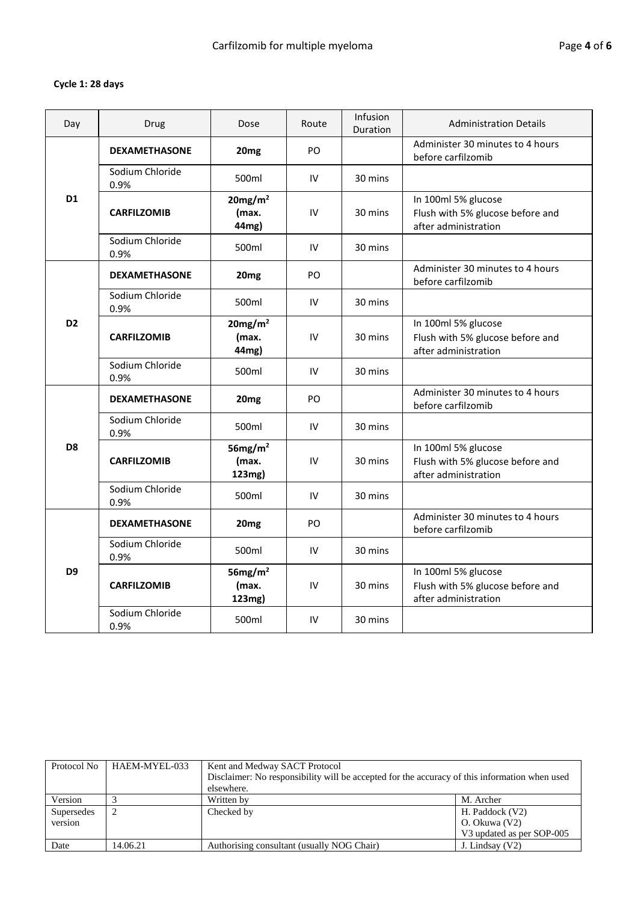**Cycle 1: 28 days**

| Day | Drug | Dose | Route | Infusion Duration | Administration Details |
|---|---|---|---|---|---|
| D1 | **DEXAMETHASONE** | **20mg** | PO | | Administer 30 minutes to 4 hours before carfilzomib |
| | Sodium Chloride 0.9% | 500ml | IV | 30 mins | |
| | **CARFILZOMIB** | **20mg/m$^2$ (max. 44mg)** | IV | 30 mins | In 100ml 5% glucose<br>Flush with 5% glucose before and after administration |
| | Sodium Chloride 0.9% | 500ml | IV | 30 mins | |
| D2 | **DEXAMETHASONE** | **20mg** | PO | | Administer 30 minutes to 4 hours before carfilzomib |
| | Sodium Chloride 0.9% | 500ml | IV | 30 mins | |
| | **CARFILZOMIB** | **20mg/m$^2$ (max. 44mg)** | IV | 30 mins | In 100ml 5% glucose<br>Flush with 5% glucose before and after administration |
| | Sodium Chloride 0.9% | 500ml | IV | 30 mins | |
| D8 | **DEXAMETHASONE** | **20mg** | PO | | Administer 30 minutes to 4 hours before carfilzomib |
| | Sodium Chloride 0.9% | 500ml | IV | 30 mins | |
| | **CARFILZOMIB** | **56mg/m$^2$ (max. 123mg)** | IV | 30 mins | In 100ml 5% glucose<br>Flush with 5% glucose before and after administration |
| | Sodium Chloride 0.9% | 500ml | IV | 30 mins | |
| D9 | **DEXAMETHASONE** | **20mg** | PO | | Administer 30 minutes to 4 hours before carfilzomib |
| | Sodium Chloride 0.9% | 500ml | IV | 30 mins | |
| | **CARFILZOMIB** | **56mg/m$^2$ (max. 123mg)** | IV | 30 mins | In 100ml 5% glucose<br>Flush with 5% glucose before and after administration |
| | Sodium Chloride 0.9% | 500ml | IV | 30 mins | |

| Protocol No | HAEM-MYEL-033 | Kent and Medway SACT Protocol<br>Disclaimer: No responsibility will be accepted for the accuracy of this information when used elsewhere. | |
|---|---|---|---|
| Version | 3 | Written by | M. Archer |
| Supersedes version | 2 | Checked by | H. Paddock (V2)<br>O. Okuwa (V2)<br>V3 updated as per SOP-005 |
| Date | 14.06.21 | Authorising consultant (usually NOG Chair) | J. Lindsay (V2) |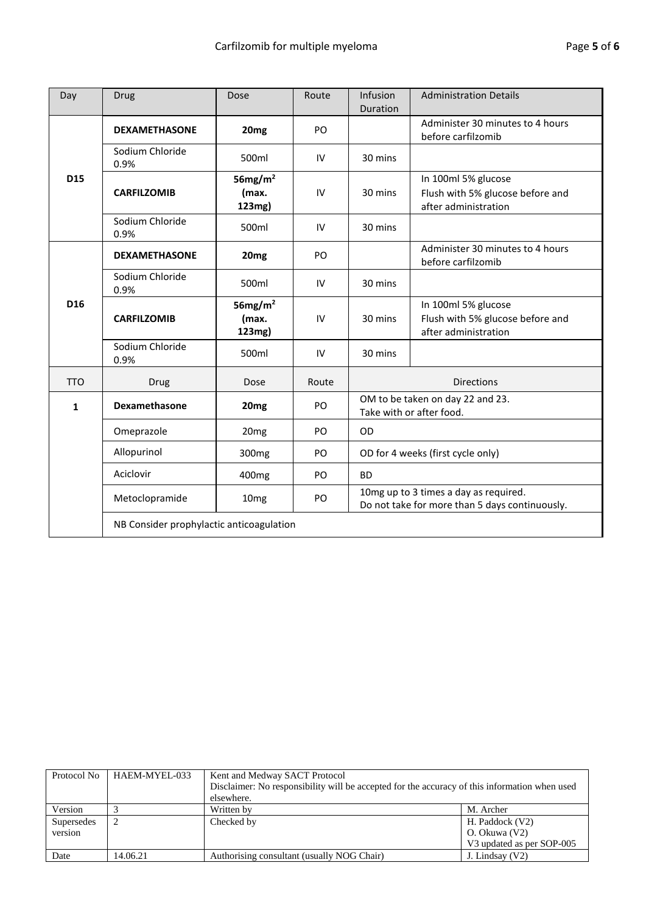| Day | Drug | Dose | Route | Infusion Duration | Administration Details |
|---|---|---|---|---|---|
| **D15** | **DEXAMETHASONE** | **20mg** | PO | | Administer 30 minutes to 4 hours before carfilzomib |
| | Sodium Chloride 0.9% | 500ml | IV | 30 mins | |
| | **CARFILZOMIB** | **56mg/m$^2$ (max. 123mg)** | IV | 30 mins | In 100ml 5% glucose<br>Flush with 5% glucose before and after administration |
| | Sodium Chloride 0.9% | 500ml | IV | 30 mins | |
| **D16** | **DEXAMETHASONE** | **20mg** | PO | | Administer 30 minutes to 4 hours before carfilzomib |
| | Sodium Chloride 0.9% | 500ml | IV | 30 mins | |
| | **CARFILZOMIB** | **56mg/m$^2$ (max. 123mg)** | IV | 30 mins | In 100ml 5% glucose<br>Flush with 5% glucose before and after administration |
| | Sodium Chloride 0.9% | 500ml | IV | 30 mins | |

| TTO | Drug | Dose | Route | Directions |
|---|---|---|---|---|
| **1** | **Dexamethasone** | **20mg** | PO | OM to be taken on day 22 and 23.<br>Take with or after food. |
| | Omeprazole | 20mg | PO | OD |
| | Allopurinol | 300mg | PO | OD for 4 weeks (first cycle only) |
| | Aciclovir | 400mg | PO | BD |
| | Metoclopramide | 10mg | PO | 10mg up to 3 times a day as required.<br>Do not take for more than 5 days continuously. |
| | NB Consider prophylactic anticoagulation | | | |

| Protocol No | HAEM-MYEL-033 | Kent and Medway SACT Protocol<br>Disclaimer: No responsibility will be accepted for the accuracy of this information when used elsewhere. | |
|---|---|---|---|
| Version | 3 | Written by | M. Archer |
| Supersedes version | 2 | Checked by | H. Paddock (V2)<br>O. Okuwa (V2)<br>V3 updated as per SOP-005 |
| Date | 14.06.21 | Authorising consultant (usually NOG Chair) | J. Lindsay (V2) |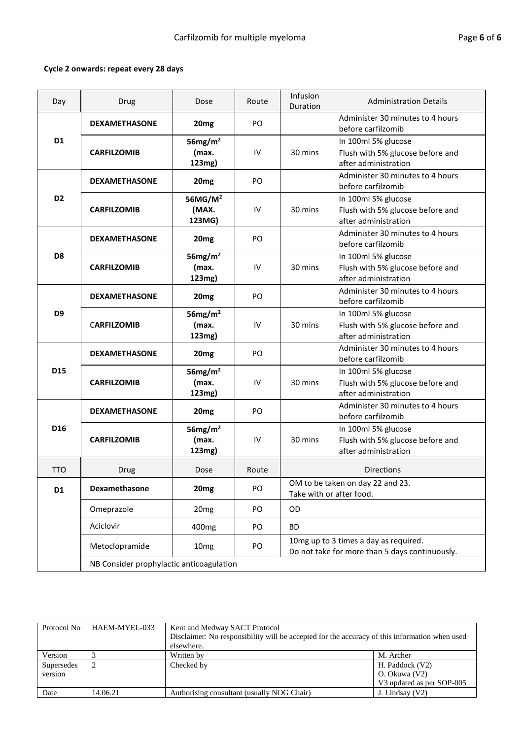**Cycle 2 onwards: repeat every 28 days**

| Day | Drug | Dose | Route | Infusion Duration | Administration Details |
|---|---|---|---|---|---|
| D1 | **DEXAMETHASONE** | **20mg** | PO | | Administer 30 minutes to 4 hours before carfilzomib |
| | **CARFILZOMIB** | **56mg/m$^2$ (max. 123mg)** | IV | 30 mins | In 100ml 5% glucose<br>Flush with 5% glucose before and after administration |
| D2 | **DEXAMETHASONE** | **20mg** | PO | | Administer 30 minutes to 4 hours before carfilzomib |
| | **CARFILZOMIB** | **56MG/M$^2$ (MAX. 123MG)** | IV | 30 mins | In 100ml 5% glucose<br>Flush with 5% glucose before and after administration |
| D8 | **DEXAMETHASONE** | **20mg** | PO | | Administer 30 minutes to 4 hours before carfilzomib |
| | **CARFILZOMIB** | **56mg/m$^2$ (max. 123mg)** | IV | 30 mins | In 100ml 5% glucose<br>Flush with 5% glucose before and after administration |
| D9 | **DEXAMETHASONE** | **20mg** | PO | | Administer 30 minutes to 4 hours before carfilzomib |
| | C**ARFILZOMIB** | **56mg/m$^2$ (max. 123mg)** | IV | 30 mins | In 100ml 5% glucose<br>Flush with 5% glucose before and after administration |
| D15 | **DEXAMETHASONE** | **20mg** | PO | | Administer 30 minutes to 4 hours before carfilzomib |
| | **CARFILZOMIB** | **56mg/m$^2$ (max. 123mg)** | IV | 30 mins | In 100ml 5% glucose<br>Flush with 5% glucose before and after administration |
| D16 | **DEXAMETHASONE** | **20mg** | PO | | Administer 30 minutes to 4 hours before carfilzomib |
| | **CARFILZOMIB** | **56mg/m$^2$ (max. 123mg)** | IV | 30 mins | In 100ml 5% glucose<br>Flush with 5% glucose before and after administration |
| TTO | Drug | Dose | Route | Directions | |
| D1 | **Dexamethasone** | **20mg** | PO | OM to be taken on day 22 and 23.<br>Take with or after food. | |
| | Omeprazole | 20mg | PO | OD | |
| | Aciclovir | 400mg | PO | BD | |
| | Metoclopramide | 10mg | PO | 10mg up to 3 times a day as required.<br>Do not take for more than 5 days continuously. | |
| | NB Consider prophylactic anticoagulation | | | | |

| Protocol No | HAEM-MYEL-033 | Kent and Medway SACT Protocol<br>Disclaimer: No responsibility will be accepted for the accuracy of this information when used elsewhere. | |
|---|---|---|---|
| Version | 3 | Written by | M. Archer |
| Supersedes version | 2 | Checked by | H. Paddock (V2)<br>O. Okuwa (V2)<br>V3 updated as per SOP-005 |
| Date | 14.06.21 | Authorising consultant (usually NOG Chair) | J. Lindsay (V2) |